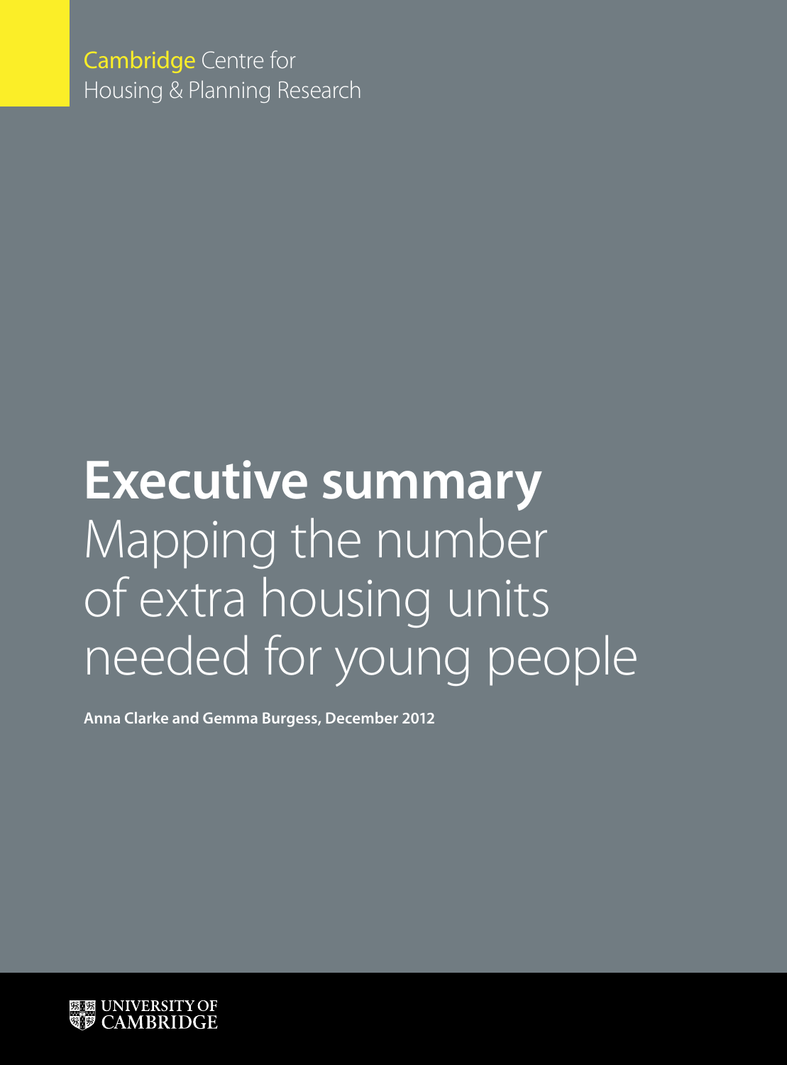Cambridge Centre for Housing & Planning Research

# Executive summary

## Mapping the number of extra housing units needed for young people

**Anna Clarke and Gemma Burgess, December 2012**

UNIVERSITY OF CAMBRIDGE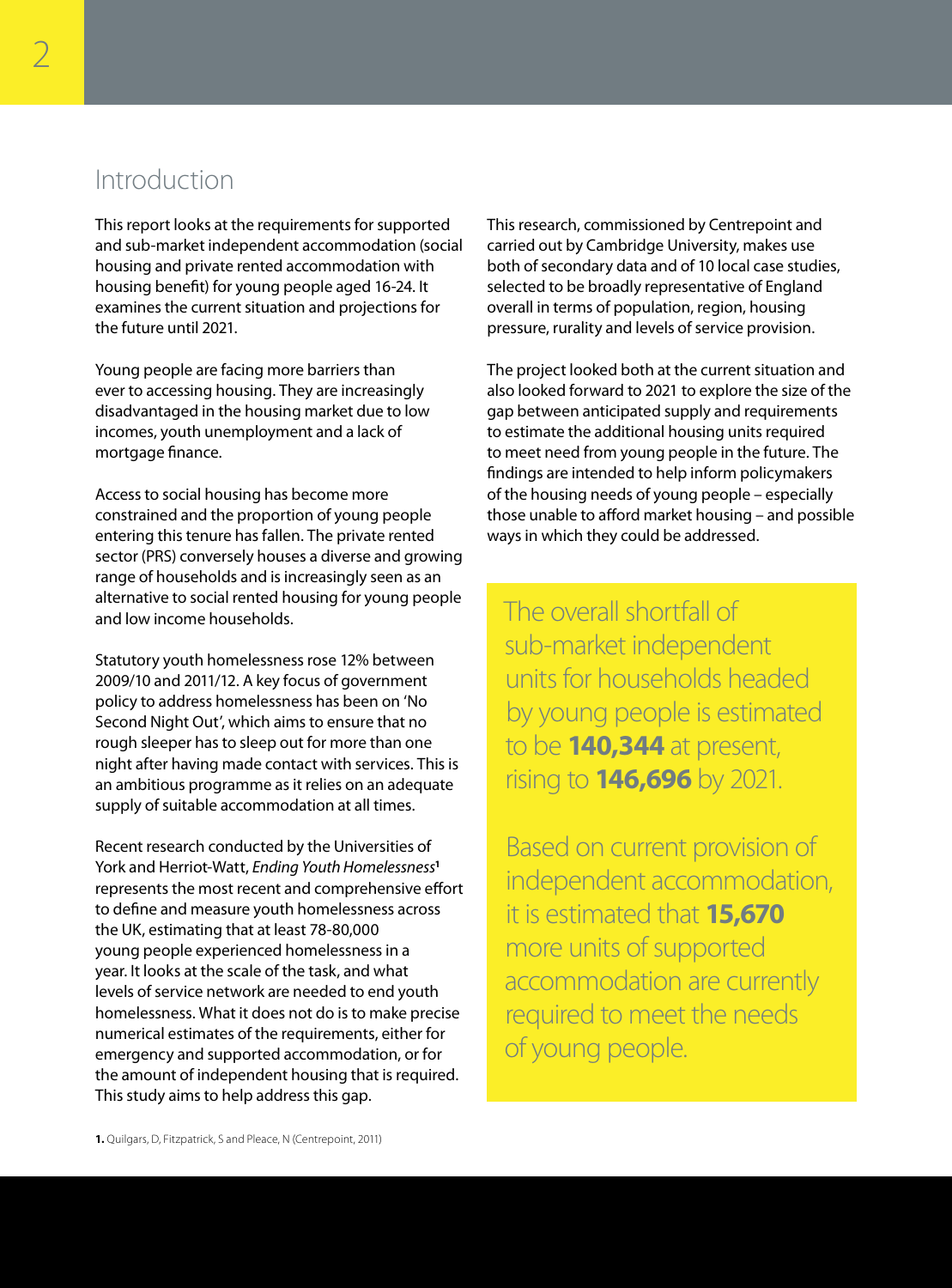## Introduction

This report looks at the requirements for supported and sub-market independent accommodation (social housing and private rented accommodation with housing benefit) for young people aged 16-24. It examines the current situation and projections for the future until 2021.

Young people are facing more barriers than ever to accessing housing. They are increasingly disadvantaged in the housing market due to low incomes, youth unemployment and a lack of mortgage finance.

Access to social housing has become more constrained and the proportion of young people entering this tenure has fallen. The private rented sector (PRS) conversely houses a diverse and growing range of households and is increasingly seen as an alternative to social rented housing for young people and low income households.

Statutory youth homelessness rose 12% between 2009/10 and 2011/12. A key focus of government policy to address homelessness has been on 'No Second Night Out', which aims to ensure that no rough sleeper has to sleep out for more than one night after having made contact with services. This is an ambitious programme as it relies on an adequate supply of suitable accommodation at all times.

Recent research conducted by the Universities of York and Herriot-Watt, *Ending Youth Homelessness*[1] represents the most recent and comprehensive effort to define and measure youth homelessness across the UK, estimating that at least 78-80,000 young people experienced homelessness in a year. It looks at the scale of the task, and what levels of service network are needed to end youth homelessness. What it does not do is to make precise numerical estimates of the requirements, either for emergency and supported accommodation, or for the amount of independent housing that is required. This study aims to help address this gap.

This research, commissioned by Centrepoint and carried out by Cambridge University, makes use both of secondary data and of 10 local case studies, selected to be broadly representative of England overall in terms of population, region, housing pressure, rurality and levels of service provision.

The project looked both at the current situation and also looked forward to 2021 to explore the size of the gap between anticipated supply and requirements to estimate the additional housing units required to meet need from young people in the future. The findings are intended to help inform policymakers of the housing needs of young people – especially those unable to afford market housing – and possible ways in which they could be addressed.

> The overall shortfall of sub-market independent units for households headed by young people is estimated to be **140,344** at present, rising to **146,696** by 2021.
>
> Based on current provision of independent accommodation, it is estimated that **15,670** more units of supported accommodation are currently required to meet the needs of young people.

1. Quilgars, D, Fitzpatrick, S and Pleace, N (Centrepoint, 2011)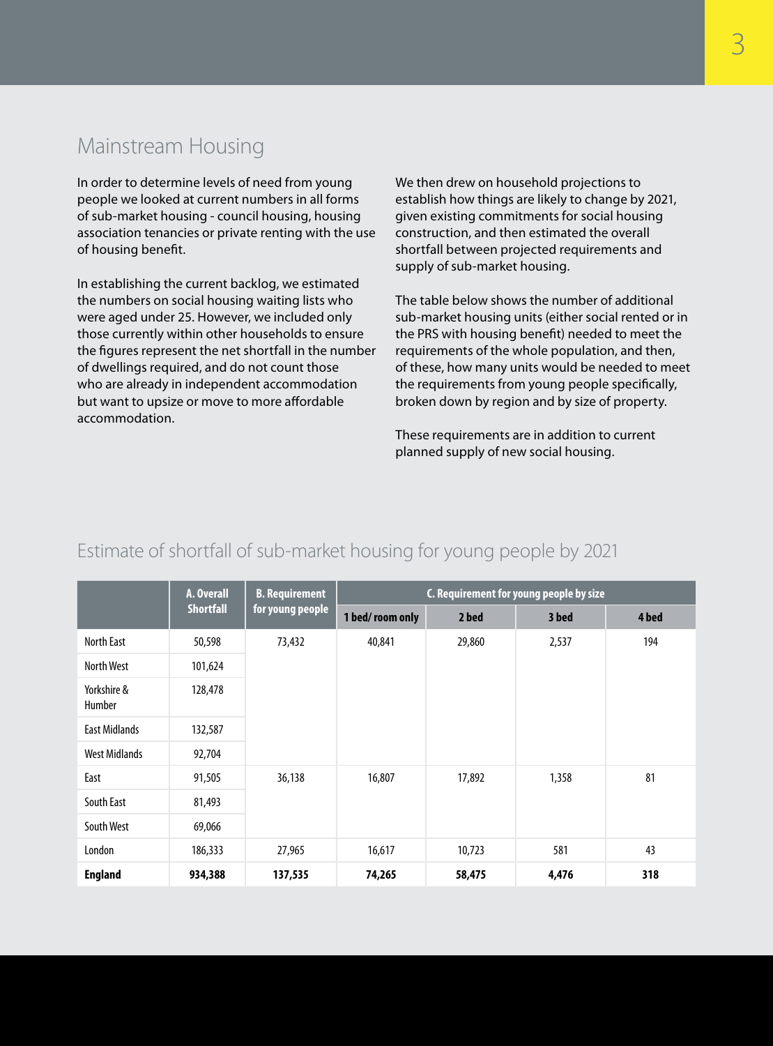## Mainstream Housing

In order to determine levels of need from young people we looked at current numbers in all forms of sub-market housing - council housing, housing association tenancies or private renting with the use of housing benefit.

In establishing the current backlog, we estimated the numbers on social housing waiting lists who were aged under 25. However, we included only those currently within other households to ensure the figures represent the net shortfall in the number of dwellings required, and do not count those who are already in independent accommodation but want to upsize or move to more affordable accommodation.

We then drew on household projections to establish how things are likely to change by 2021, given existing commitments for social housing construction, and then estimated the overall shortfall between projected requirements and supply of sub-market housing.

The table below shows the number of additional sub-market housing units (either social rented or in the PRS with housing benefit) needed to meet the requirements of the whole population, and then, of these, how many units would be needed to meet the requirements from young people specifically, broken down by region and by size of property.

These requirements are in addition to current planned supply of new social housing.

## Estimate of shortfall of sub-market housing for young people by 2021

| | A. Overall Shortfall | B. Requirement for young people | C. Requirement for young people by size | | | |
|---|---|---|---|---|---|---|
| | | | 1 bed/ room only | 2 bed | 3 bed | 4 bed |
| North East | 50,598 | 73,432 | 40,841 | 29,860 | 2,537 | 194 |
| North West | 101,624 | | | | | |
| Yorkshire & Humber | 128,478 | | | | | |
| East Midlands | 132,587 | | | | | |
| West Midlands | 92,704 | | | | | |
| East | 91,505 | 36,138 | 16,807 | 17,892 | 1,358 | 81 |
| South East | 81,493 | | | | | |
| South West | 69,066 | | | | | |
| London | 186,333 | 27,965 | 16,617 | 10,723 | 581 | 43 |
| **England** | **934,388** | **137,535** | **74,265** | **58,475** | **4,476** | **318** |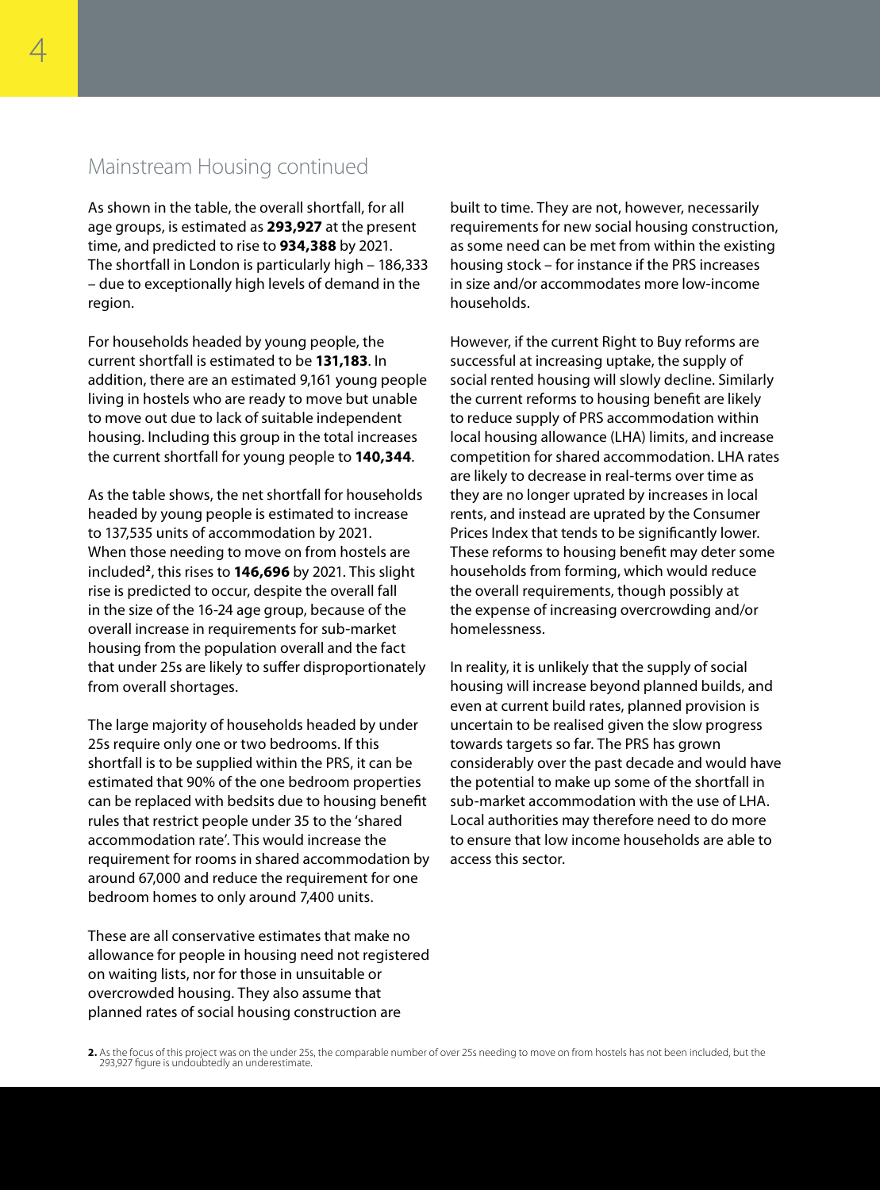## Mainstream Housing continued

As shown in the table, the overall shortfall, for all age groups, is estimated as **293,927** at the present time, and predicted to rise to **934,388** by 2021. The shortfall in London is particularly high – 186,333 – due to exceptionally high levels of demand in the region.

For households headed by young people, the current shortfall is estimated to be **131,183**. In addition, there are an estimated 9,161 young people living in hostels who are ready to move but unable to move out due to lack of suitable independent housing. Including this group in the total increases the current shortfall for young people to **140,344**.

As the table shows, the net shortfall for households headed by young people is estimated to increase to 137,535 units of accommodation by 2021. When those needing to move on from hostels are included[2], this rises to **146,696** by 2021. This slight rise is predicted to occur, despite the overall fall in the size of the 16-24 age group, because of the overall increase in requirements for sub-market housing from the population overall and the fact that under 25s are likely to suffer disproportionately from overall shortages.

The large majority of households headed by under 25s require only one or two bedrooms. If this shortfall is to be supplied within the PRS, it can be estimated that 90% of the one bedroom properties can be replaced with bedsits due to housing benefit rules that restrict people under 35 to the 'shared accommodation rate'. This would increase the requirement for rooms in shared accommodation by around 67,000 and reduce the requirement for one bedroom homes to only around 7,400 units.

These are all conservative estimates that make no allowance for people in housing need not registered on waiting lists, nor for those in unsuitable or overcrowded housing. They also assume that planned rates of social housing construction are built to time. They are not, however, necessarily requirements for new social housing construction, as some need can be met from within the existing housing stock – for instance if the PRS increases in size and/or accommodates more low-income households.

However, if the current Right to Buy reforms are successful at increasing uptake, the supply of social rented housing will slowly decline. Similarly the current reforms to housing benefit are likely to reduce supply of PRS accommodation within local housing allowance (LHA) limits, and increase competition for shared accommodation. LHA rates are likely to decrease in real-terms over time as they are no longer uprated by increases in local rents, and instead are uprated by the Consumer Prices Index that tends to be significantly lower. These reforms to housing benefit may deter some households from forming, which would reduce the overall requirements, though possibly at the expense of increasing overcrowding and/or homelessness.

In reality, it is unlikely that the supply of social housing will increase beyond planned builds, and even at current build rates, planned provision is uncertain to be realised given the slow progress towards targets so far. The PRS has grown considerably over the past decade and would have the potential to make up some of the shortfall in sub-market accommodation with the use of LHA. Local authorities may therefore need to do more to ensure that low income households are able to access this sector.

**2.** As the focus of this project was on the under 25s, the comparable number of over 25s needing to move on from hostels has not been included, but the 293,927 figure is undoubtedly an underestimate.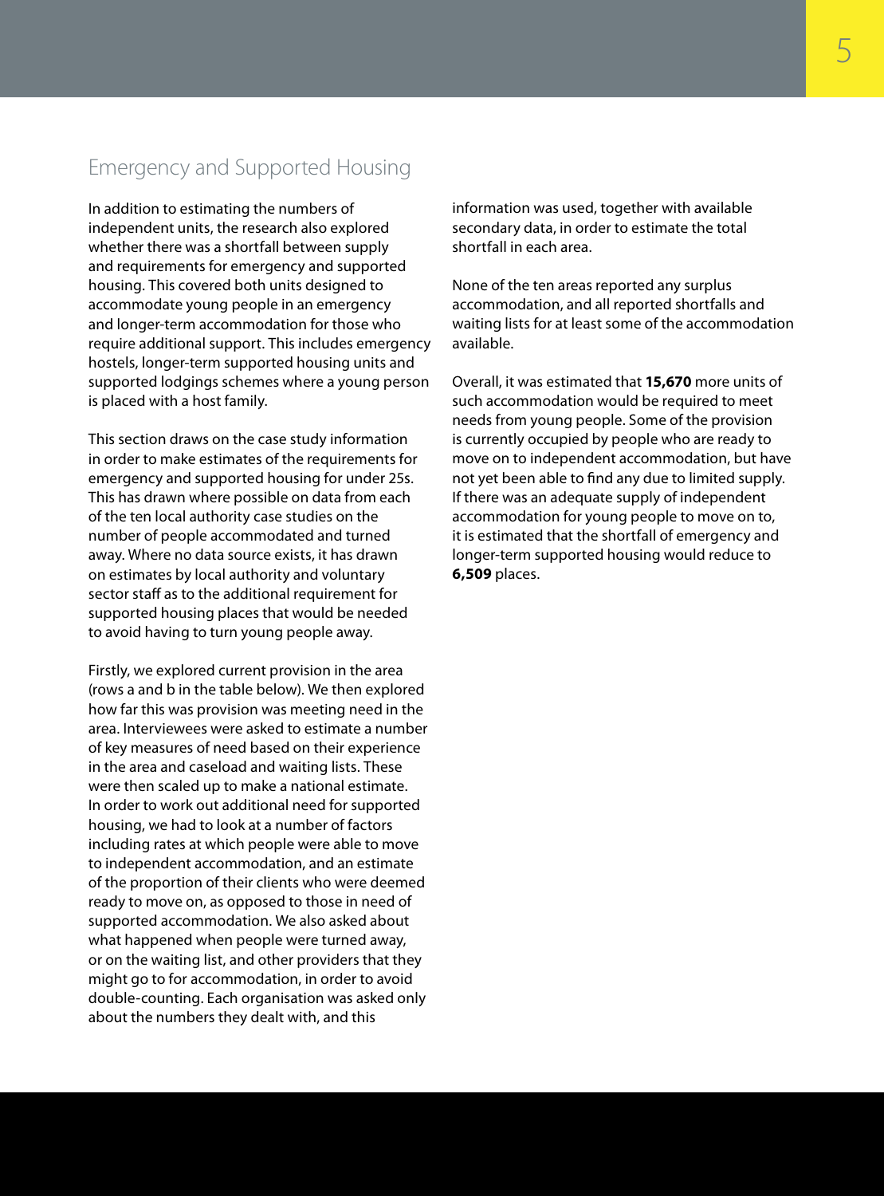## Emergency and Supported Housing

In addition to estimating the numbers of independent units, the research also explored whether there was a shortfall between supply and requirements for emergency and supported housing. This covered both units designed to accommodate young people in an emergency and longer-term accommodation for those who require additional support. This includes emergency hostels, longer-term supported housing units and supported lodgings schemes where a young person is placed with a host family.

This section draws on the case study information in order to make estimates of the requirements for emergency and supported housing for under 25s. This has drawn where possible on data from each of the ten local authority case studies on the number of people accommodated and turned away. Where no data source exists, it has drawn on estimates by local authority and voluntary sector staff as to the additional requirement for supported housing places that would be needed to avoid having to turn young people away.

Firstly, we explored current provision in the area (rows a and b in the table below). We then explored how far this was provision was meeting need in the area. Interviewees were asked to estimate a number of key measures of need based on their experience in the area and caseload and waiting lists. These were then scaled up to make a national estimate. In order to work out additional need for supported housing, we had to look at a number of factors including rates at which people were able to move to independent accommodation, and an estimate of the proportion of their clients who were deemed ready to move on, as opposed to those in need of supported accommodation. We also asked about what happened when people were turned away, or on the waiting list, and other providers that they might go to for accommodation, in order to avoid double-counting. Each organisation was asked only about the numbers they dealt with, and this information was used, together with available secondary data, in order to estimate the total shortfall in each area.

None of the ten areas reported any surplus accommodation, and all reported shortfalls and waiting lists for at least some of the accommodation available.

Overall, it was estimated that **15,670** more units of such accommodation would be required to meet needs from young people. Some of the provision is currently occupied by people who are ready to move on to independent accommodation, but have not yet been able to find any due to limited supply. If there was an adequate supply of independent accommodation for young people to move on to, it is estimated that the shortfall of emergency and longer-term supported housing would reduce to **6,509** places.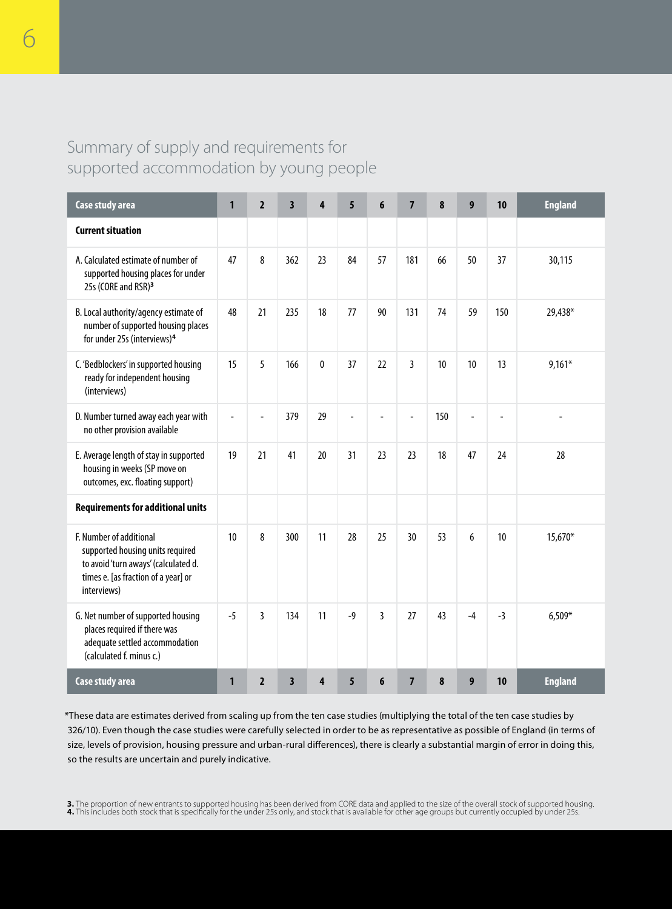## Summary of supply and requirements for supported accommodation by young people

| Case study area | 1 | 2 | 3 | 4 | 5 | 6 | 7 | 8 | 9 | 10 | England |
|---|---|---|---|---|---|---|---|---|---|---|---|
| **Current situation** | | | | | | | | | | | |
| A. Calculated estimate of number of supported housing places for under 25s (CORE and RSR)[3] | 47 | 8 | 362 | 23 | 84 | 57 | 181 | 66 | 50 | 37 | 30,115 |
| B. Local authority/agency estimate of number of supported housing places for under 25s (interviews)[4] | 48 | 21 | 235 | 18 | 77 | 90 | 131 | 74 | 59 | 150 | 29,438* |
| C. 'Bedblockers' in supported housing ready for independent housing (interviews) | 15 | 5 | 166 | 0 | 37 | 22 | 3 | 10 | 10 | 13 | 9,161* |
| D. Number turned away each year with no other provision available | - | - | 379 | 29 | - | - | - | 150 | - | - | - |
| E. Average length of stay in supported housing in weeks (SP move on outcomes, exc. floating support) | 19 | 21 | 41 | 20 | 31 | 23 | 23 | 18 | 47 | 24 | 28 |
| **Requirements for additional units** | | | | | | | | | | | |
| F. Number of additional supported housing units required to avoid 'turn aways' (calculated d. times e. [as fraction of a year] or interviews) | 10 | 8 | 300 | 11 | 28 | 25 | 30 | 53 | 6 | 10 | 15,670* |
| G. Net number of supported housing places required if there was adequate settled accommodation (calculated f. minus c.) | -5 | 3 | 134 | 11 | -9 | 3 | 27 | 43 | -4 | -3 | 6,509* |
| **Case study area** | 1 | 2 | 3 | 4 | 5 | 6 | 7 | 8 | 9 | 10 | England |

*These data are estimates derived from scaling up from the ten case studies (multiplying the total of the ten case studies by 326/10). Even though the case studies were carefully selected in order to be as representative as possible of England (in terms of size, levels of provision, housing pressure and urban-rural differences), there is clearly a substantial margin of error in doing this, so the results are uncertain and purely indicative.

**3.** The proportion of new entrants to supported housing has been derived from CORE data and applied to the size of the overall stock of supported housing.
**4.** This includes both stock that is specifically for the under 25s only, and stock that is available for other age groups but currently occupied by under 25s.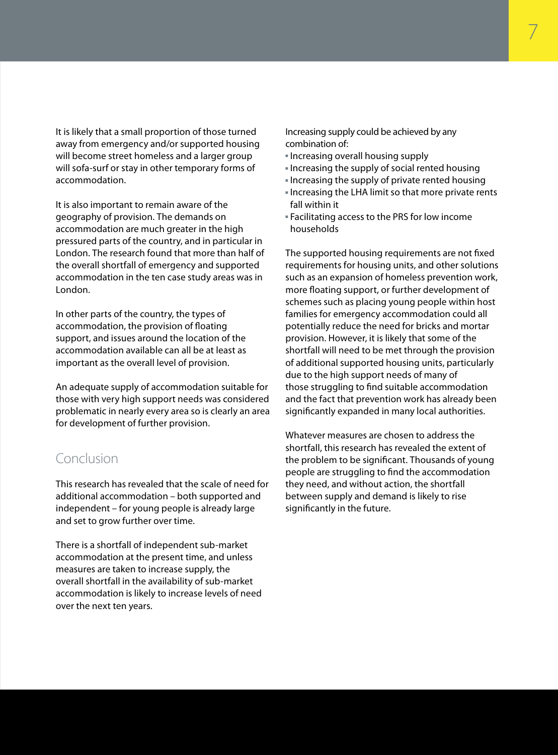It is likely that a small proportion of those turned away from emergency and/or supported housing will become street homeless and a larger group will sofa-surf or stay in other temporary forms of accommodation.

It is also important to remain aware of the geography of provision. The demands on accommodation are much greater in the high pressured parts of the country, and in particular in London. The research found that more than half of the overall shortfall of emergency and supported accommodation in the ten case study areas was in London.

In other parts of the country, the types of accommodation, the provision of floating support, and issues around the location of the accommodation available can all be at least as important as the overall level of provision.

An adequate supply of accommodation suitable for those with very high support needs was considered problematic in nearly every area so is clearly an area for development of further provision.

## Conclusion

This research has revealed that the scale of need for additional accommodation – both supported and independent – for young people is already large and set to grow further over time.

There is a shortfall of independent sub-market accommodation at the present time, and unless measures are taken to increase supply, the overall shortfall in the availability of sub-market accommodation is likely to increase levels of need over the next ten years.

Increasing supply could be achieved by any combination of:

- Increasing overall housing supply
- Increasing the supply of social rented housing
- Increasing the supply of private rented housing
- Increasing the LHA limit so that more private rents fall within it
- Facilitating access to the PRS for low income households

The supported housing requirements are not fixed requirements for housing units, and other solutions such as an expansion of homeless prevention work, more floating support, or further development of schemes such as placing young people within host families for emergency accommodation could all potentially reduce the need for bricks and mortar provision. However, it is likely that some of the shortfall will need to be met through the provision of additional supported housing units, particularly due to the high support needs of many of those struggling to find suitable accommodation and the fact that prevention work has already been significantly expanded in many local authorities.

Whatever measures are chosen to address the shortfall, this research has revealed the extent of the problem to be significant. Thousands of young people are struggling to find the accommodation they need, and without action, the shortfall between supply and demand is likely to rise significantly in the future.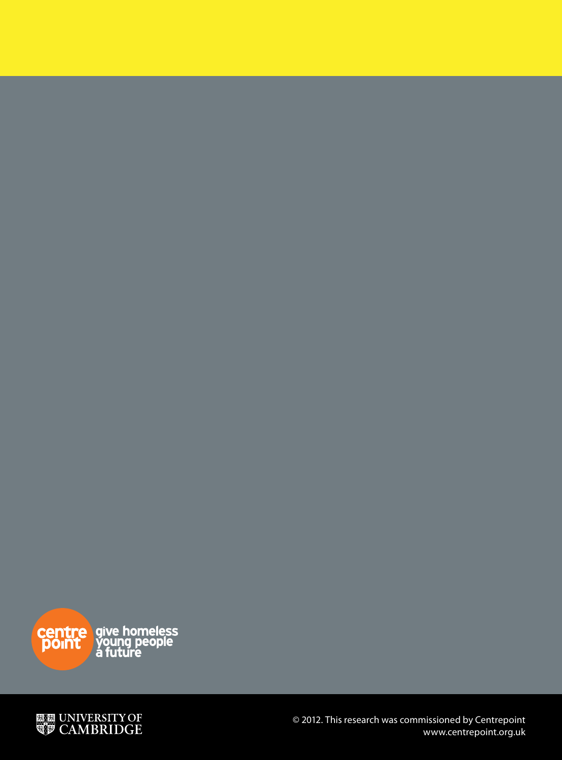centre point give homeless young people a future

UNIVERSITY OF CAMBRIDGE

© 2012. This research was commissioned by Centrepoint
www.centrepoint.org.uk